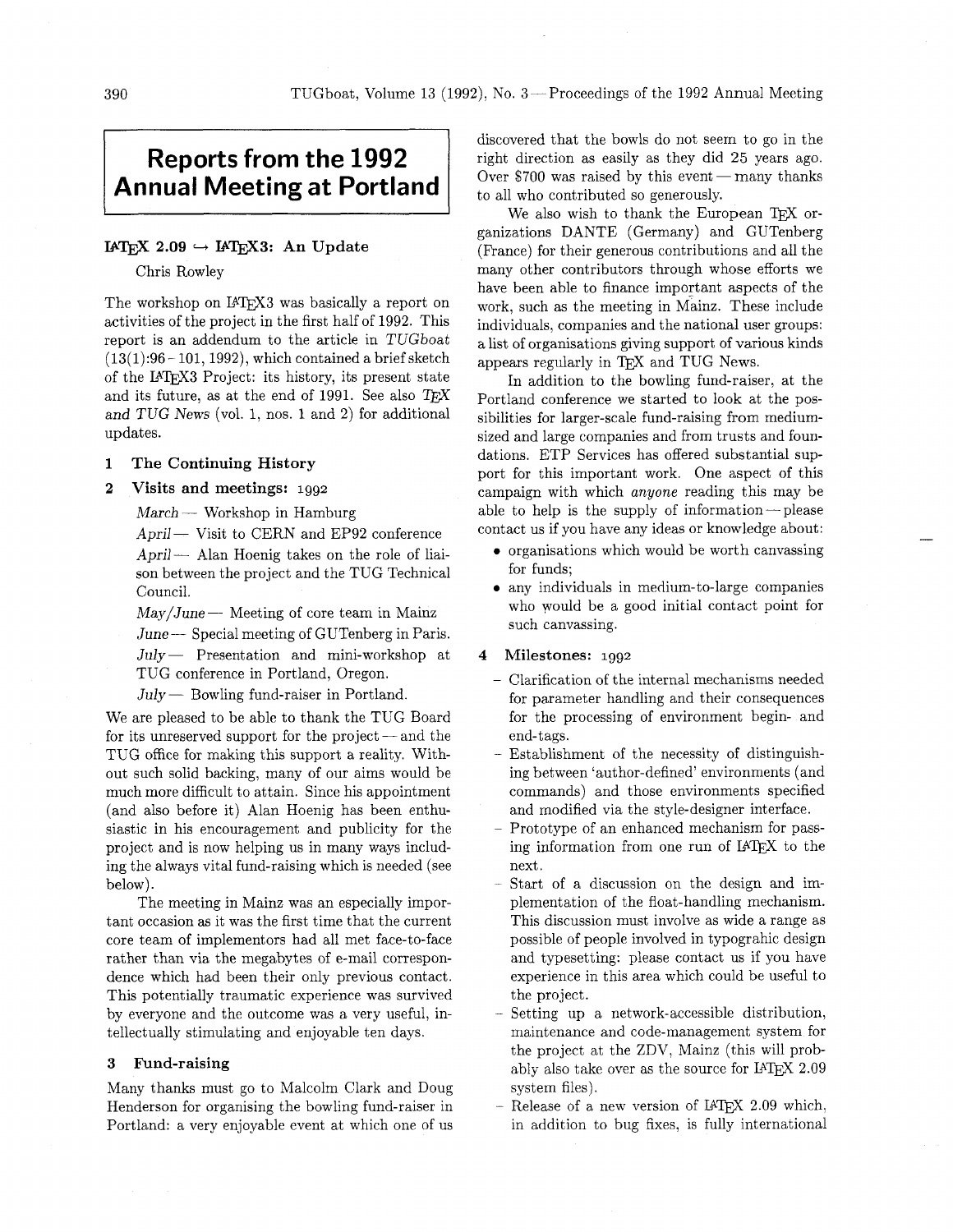# Reports from the 1992 Annual Meeting at Portland

## LaTeX 2.09 ↪ LaTeX3: An Update

Chris Rowley

The workshop on LaTeX3 was basically a report on activities of the project in the first half of 1992. This report is an addendum to the article in *TUGboat* (13(1):96–101, 1992), which contained a brief sketch of the LaTeX3 Project: its history, its present state and its future, as at the end of 1991. See also *TeX and TUG News* (vol. 1, nos. 1 and 2) for additional updates.

### 1 The Continuing History

### 2 Visits and meetings: 1992

*March* — Workshop in Hamburg

*April* — Visit to CERN and EP92 conference

*April* — Alan Hoenig takes on the role of liaison between the project and the TUG Technical Council.

*May/June* — Meeting of core team in Mainz

*June* — Special meeting of GUTenberg in Paris.

*July* — Presentation and mini-workshop at TUG conference in Portland, Oregon.

*July* — Bowling fund-raiser in Portland.

We are pleased to be able to thank the TUG Board for its unreserved support for the project — and the TUG office for making this support a reality. Without such solid backing, many of our aims would be much more difficult to attain. Since his appointment (and also before it) Alan Hoenig has been enthusiastic in his encouragement and publicity for the project and is now helping us in many ways including the always vital fund-raising which is needed (see below).

The meeting in Mainz was an especially important occasion as it was the first time that the current core team of implementors had all met face-to-face rather than via the megabytes of e-mail correspondence which had been their only previous contact. This potentially traumatic experience was survived by everyone and the outcome was a very useful, intellectually stimulating and enjoyable ten days.

### 3 Fund-raising

Many thanks must go to Malcolm Clark and Doug Henderson for organising the bowling fund-raiser in Portland: a very enjoyable event at which one of us discovered that the bowls do not seem to go in the right direction as easily as they did 25 years ago. Over $700 was raised by this event — many thanks to all who contributed so generously.

We also wish to thank the European TeX organizations DANTE (Germany) and GUTenberg (France) for their generous contributions and all the many other contributors through whose efforts we have been able to finance important aspects of the work, such as the meeting in Mainz. These include individuals, companies and the national user groups: a list of organisations giving support of various kinds appears regularly in TeX and TUG News.

In addition to the bowling fund-raiser, at the Portland conference we started to look at the possibilities for larger-scale fund-raising from medium-sized and large companies and from trusts and foundations. ETP Services has offered substantial support for this important work. One aspect of this campaign with which *anyone* reading this may be able to help is the supply of information — please contact us if you have any ideas or knowledge about:

- organisations which would be worth canvassing for funds;
- any individuals in medium-to-large companies who would be a good initial contact point for such canvassing.

### 4 Milestones: 1992

- Clarification of the internal mechanisms needed for parameter handling and their consequences for the processing of environment begin- and end-tags.
- Establishment of the necessity of distinguishing between 'author-defined' environments (and commands) and those environments specified and modified via the style-designer interface.
- Prototype of an enhanced mechanism for passing information from one run of LaTeX to the next.
- Start of a discussion on the design and implementation of the float-handling mechanism. This discussion must involve as wide a range as possible of people involved in typograhic design and typesetting: please contact us if you have experience in this area which could be useful to the project.
- Setting up a network-accessible distribution, maintenance and code-management system for the project at the ZDV, Mainz (this will probably also take over as the source for LaTeX 2.09 system files).
- Release of a new version of LaTeX 2.09 which, in addition to bug fixes, is fully international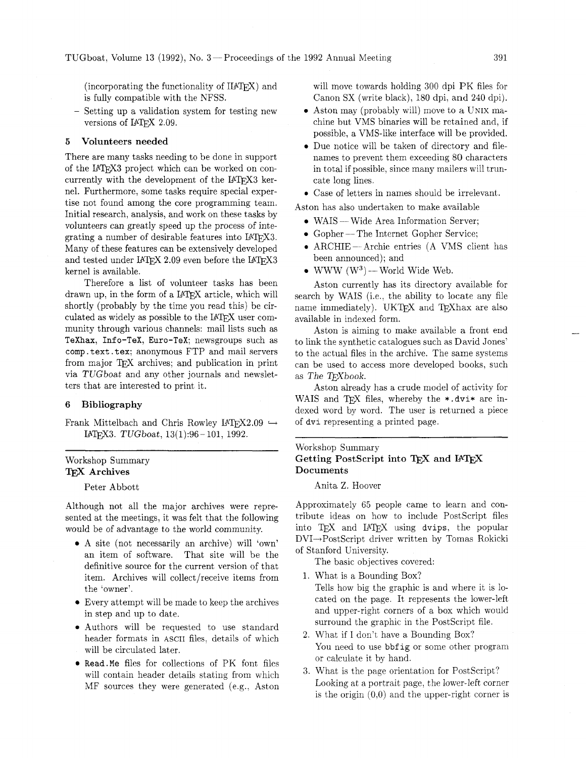(incorporating the functionality of IIATEX) and is fully compatible with the NFSS.

- Setting up a validation system for testing new versions of LaTeX 2.09.

## 5 Volunteers needed

There are many tasks needing to be done in support of the LaTeX3 project which can be worked on concurrently with the development of the LaTeX3 kernel. Furthermore, some tasks require special expertise not found among the core programming team. Initial research, analysis, and work on these tasks by volunteers can greatly speed up the process of integrating a number of desirable features into LaTeX3. Many of these features can be extensively developed and tested under LaTeX 2.09 even before the LaTeX3 kernel is available.

Therefore a list of volunteer tasks has been drawn up, in the form of a LaTeX article, which will shortly (probably by the time you read this) be circulated as widely as possible to the LaTeX user community through various channels: mail lists such as `TeXhax`, `Info-TeX`, `Euro-TeX`; newsgroups such as `comp.text.tex`; anonymous FTP and mail servers from major TeX archives; and publication in print via *TUGboat* and any other journals and newsletters that are interested to print it.

## 6 Bibliography

Frank Mittelbach and Chris Rowley LaTeX2.09 ↪ LaTeX3. *TUGboat*, 13(1):96–101, 1992.

---

Workshop Summary

## TeX Archives

Peter Abbott

Although not all the major archives were represented at the meetings, it was felt that the following would be of advantage to the world community.

- A site (not necessarily an archive) will 'own' an item of software. That site will be the definitive source for the current version of that item. Archives will collect/receive items from the 'owner'.
- Every attempt will be made to keep the archives in step and up to date.
- Authors will be requested to use standard header formats in ASCII files, details of which will be circulated later.
- `Read.Me` files for collections of PK font files will contain header details stating from which MF sources they were generated (e.g., Aston will move towards holding 300 dpi PK files for Canon SX (write black), 180 dpi, and 240 dpi).
- Aston may (probably will) move to a UNIX machine but VMS binaries will be retained and, if possible, a VMS-like interface will be provided.
- Due notice will be taken of directory and filenames to prevent them exceeding 80 characters in total if possible, since many mailers will truncate long lines.
- Case of letters in names should be irrelevant.

Aston has also undertaken to make available

- WAIS — Wide Area Information Server;
- Gopher — The Internet Gopher Service;
- ARCHIE — Archie entries (A VMS client has been announced); and
- WWW ($W^3$) — World Wide Web.

Aston currently has its directory available for search by WAIS (i.e., the ability to locate any file name immediately). UKTeX and TeXhax are also available in indexed form.

Aston is aiming to make available a front end to link the synthetic catalogues such as David Jones' to the actual files in the archive. The same systems can be used to access more developed books, such as *The TeXbook*.

Aston already has a crude model of activity for WAIS and TeX files, whereby the `*.dvi*` are indexed word by word. The user is returned a piece of `dvi` representing a printed page.

---

Workshop Summary

## Getting PostScript into TeX and LaTeX Documents

Anita Z. Hoover

Approximately 65 people came to learn and contribute ideas on how to include PostScript files into TeX and LaTeX using `dvips`, the popular DVI→PostScript driver written by Tomas Rokicki of Stanford University.

The basic objectives covered:

1. What is a Bounding Box?
   Tells how big the graphic is and where it is located on the page. It represents the lower-left and upper-right corners of a box which would surround the graphic in the PostScript file.
2. What if I don't have a Bounding Box?
   You need to use `bbfig` or some other program or calculate it by hand.
3. What is the page orientation for PostScript?
   Looking at a portrait page, the lower-left corner is the origin (0,0) and the upper-right corner is